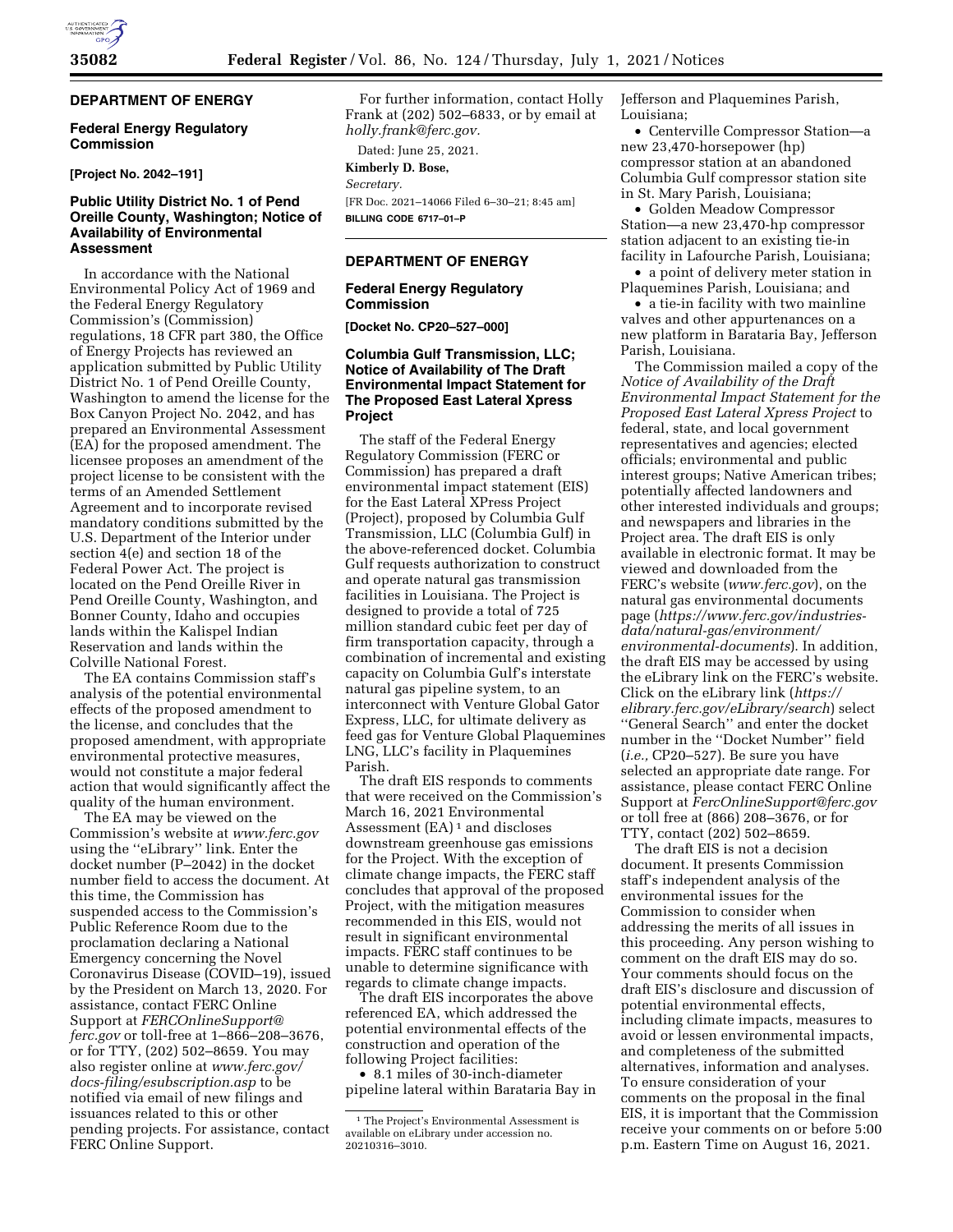## DEPARTMENT OF ENERGY

### Federal Energy Regulatory Commission

**[Project No. 2042–191]**

### Public Utility District No. 1 of Pend Oreille County, Washington; Notice of Availability of Environmental Assessment

In accordance with the National Environmental Policy Act of 1969 and the Federal Energy Regulatory Commission's (Commission) regulations, 18 CFR part 380, the Office of Energy Projects has reviewed an application submitted by Public Utility District No. 1 of Pend Oreille County, Washington to amend the license for the Box Canyon Project No. 2042, and has prepared an Environmental Assessment (EA) for the proposed amendment. The licensee proposes an amendment of the project license to be consistent with the terms of an Amended Settlement Agreement and to incorporate revised mandatory conditions submitted by the U.S. Department of the Interior under section 4(e) and section 18 of the Federal Power Act. The project is located on the Pend Oreille River in Pend Oreille County, Washington, and Bonner County, Idaho and occupies lands within the Kalispel Indian Reservation and lands within the Colville National Forest.

The EA contains Commission staff's analysis of the potential environmental effects of the proposed amendment to the license, and concludes that the proposed amendment, with appropriate environmental protective measures, would not constitute a major federal action that would significantly affect the quality of the human environment.

The EA may be viewed on the Commission's website at *www.ferc.gov* using the "eLibrary" link. Enter the docket number (P–2042) in the docket number field to access the document. At this time, the Commission has suspended access to the Commission's Public Reference Room due to the proclamation declaring a National Emergency concerning the Novel Coronavirus Disease (COVID–19), issued by the President on March 13, 2020. For assistance, contact FERC Online Support at *FERCOnlineSupport@ferc.gov* or toll-free at 1–866–208–3676, or for TTY, (202) 502–8659. You may also register online at *www.ferc.gov/docs-filing/esubscription.asp* to be notified via email of new filings and issuances related to this or other pending projects. For assistance, contact FERC Online Support.

For further information, contact Holly Frank at (202) 502–6833, or by email at *holly.frank@ferc.gov.*

Dated: June 25, 2021.

**Kimberly D. Bose,**

*Secretary.*

[FR Doc. 2021–14066 Filed 6–30–21; 8:45 am]

**BILLING CODE 6717–01–P**

## DEPARTMENT OF ENERGY

### Federal Energy Regulatory Commission

**[Docket No. CP20–527–000]**

### Columbia Gulf Transmission, LLC; Notice of Availability of The Draft Environmental Impact Statement for The Proposed East Lateral Xpress Project

The staff of the Federal Energy Regulatory Commission (FERC or Commission) has prepared a draft environmental impact statement (EIS) for the East Lateral XPress Project (Project), proposed by Columbia Gulf Transmission, LLC (Columbia Gulf) in the above-referenced docket. Columbia Gulf requests authorization to construct and operate natural gas transmission facilities in Louisiana. The Project is designed to provide a total of 725 million standard cubic feet per day of firm transportation capacity, through a combination of incremental and existing capacity on Columbia Gulf's interstate natural gas pipeline system, to an interconnect with Venture Global Gator Express, LLC, for ultimate delivery as feed gas for Venture Global Plaquemines LNG, LLC's facility in Plaquemines Parish.

The draft EIS responds to comments that were received on the Commission's March 16, 2021 Environmental Assessment (EA) [1] and discloses downstream greenhouse gas emissions for the Project. With the exception of climate change impacts, the FERC staff concludes that approval of the proposed Project, with the mitigation measures recommended in this EIS, would not result in significant environmental impacts. FERC staff continues to be unable to determine significance with regards to climate change impacts.

The draft EIS incorporates the above referenced EA, which addressed the potential environmental effects of the construction and operation of the following Project facilities:

- 8.1 miles of 30-inch-diameter pipeline lateral within Barataria Bay in Jefferson and Plaquemines Parish, Louisiana;
- Centerville Compressor Station—a new 23,470-horsepower (hp) compressor station at an abandoned Columbia Gulf compressor station site in St. Mary Parish, Louisiana;
- Golden Meadow Compressor Station—a new 23,470-hp compressor station adjacent to an existing tie-in facility in Lafourche Parish, Louisiana;
- a point of delivery meter station in Plaquemines Parish, Louisiana; and
- a tie-in facility with two mainline valves and other appurtenances on a new platform in Barataria Bay, Jefferson Parish, Louisiana.

The Commission mailed a copy of the *Notice of Availability of the Draft Environmental Impact Statement for the Proposed East Lateral Xpress Project* to federal, state, and local government representatives and agencies; elected officials; environmental and public interest groups; Native American tribes; potentially affected landowners and other interested individuals and groups; and newspapers and libraries in the Project area. The draft EIS is only available in electronic format. It may be viewed and downloaded from the FERC's website (*www.ferc.gov*), on the natural gas environmental documents page (*https://www.ferc.gov/industries-data/natural-gas/environment/environmental-documents*). In addition, the draft EIS may be accessed by using the eLibrary link on the FERC's website. Click on the eLibrary link (*https://elibrary.ferc.gov/eLibrary/search*) select "General Search" and enter the docket number in the "Docket Number" field (*i.e.,* CP20–527). Be sure you have selected an appropriate date range. For assistance, please contact FERC Online Support at *FercOnlineSupport@ferc.gov* or toll free at (866) 208–3676, or for TTY, contact (202) 502–8659.

The draft EIS is not a decision document. It presents Commission staff's independent analysis of the environmental issues for the Commission to consider when addressing the merits of all issues in this proceeding. Any person wishing to comment on the draft EIS may do so. Your comments should focus on the draft EIS's disclosure and discussion of potential environmental effects, including climate impacts, measures to avoid or lessen environmental impacts, and completeness of the submitted alternatives, information and analyses. To ensure consideration of your comments on the proposal in the final EIS, it is important that the Commission receive your comments on or before 5:00 p.m. Eastern Time on August 16, 2021.

[1] The Project's Environmental Assessment is available on eLibrary under accession no. 20210316–3010.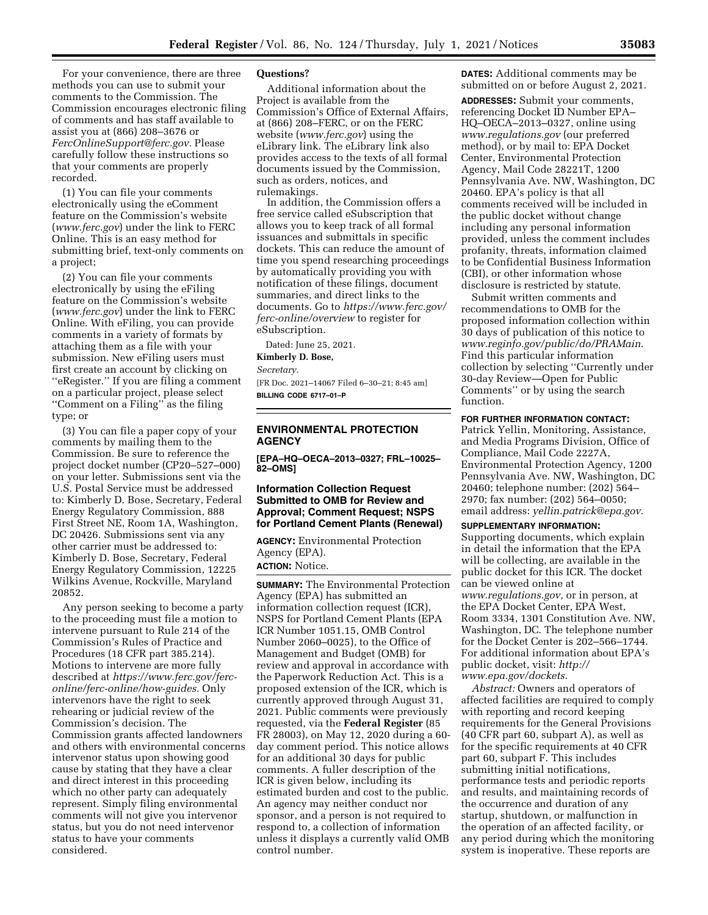For your convenience, there are three methods you can use to submit your comments to the Commission. The Commission encourages electronic filing of comments and has staff available to assist you at (866) 208–3676 or *FercOnlineSupport@ferc.gov.* Please carefully follow these instructions so that your comments are properly recorded.

(1) You can file your comments electronically using the eComment feature on the Commission's website (*www.ferc.gov*) under the link to FERC Online. This is an easy method for submitting brief, text-only comments on a project;

(2) You can file your comments electronically by using the eFiling feature on the Commission's website (*www.ferc.gov*) under the link to FERC Online. With eFiling, you can provide comments in a variety of formats by attaching them as a file with your submission. New eFiling users must first create an account by clicking on ''eRegister.'' If you are filing a comment on a particular project, please select ''Comment on a Filing'' as the filing type; or

(3) You can file a paper copy of your comments by mailing them to the Commission. Be sure to reference the project docket number (CP20–527–000) on your letter. Submissions sent via the U.S. Postal Service must be addressed to: Kimberly D. Bose, Secretary, Federal Energy Regulatory Commission, 888 First Street NE, Room 1A, Washington, DC 20426. Submissions sent via any other carrier must be addressed to: Kimberly D. Bose, Secretary, Federal Energy Regulatory Commission, 12225 Wilkins Avenue, Rockville, Maryland 20852.

Any person seeking to become a party to the proceeding must file a motion to intervene pursuant to Rule 214 of the Commission's Rules of Practice and Procedures (18 CFR part 385.214). Motions to intervene are more fully described at *https://www.ferc.gov/ferc-online/ferc-online/how-guides.* Only intervenors have the right to seek rehearing or judicial review of the Commission's decision. The Commission grants affected landowners and others with environmental concerns intervenor status upon showing good cause by stating that they have a clear and direct interest in this proceeding which no other party can adequately represent. Simply filing environmental comments will not give you intervenor status, but you do not need intervenor status to have your comments considered.

**Questions?**

Additional information about the Project is available from the Commission's Office of External Affairs, at (866) 208–FERC, or on the FERC website (*www.ferc.gov*) using the eLibrary link. The eLibrary link also provides access to the texts of all formal documents issued by the Commission, such as orders, notices, and rulemakings.

In addition, the Commission offers a free service called eSubscription that allows you to keep track of all formal issuances and submittals in specific dockets. This can reduce the amount of time you spend researching proceedings by automatically providing you with notification of these filings, document summaries, and direct links to the documents. Go to *https://www.ferc.gov/ferc-online/overview* to register for eSubscription.

Dated: June 25, 2021.

**Kimberly D. Bose,**

*Secretary.*

[FR Doc. 2021–14067 Filed 6–30–21; 8:45 am]

**BILLING CODE 6717–01–P**

## ENVIRONMENTAL PROTECTION AGENCY

**[EPA–HQ–OECA–2013–0327; FRL–10025–82–OMS]**

### Information Collection Request Submitted to OMB for Review and Approval; Comment Request; NSPS for Portland Cement Plants (Renewal)

**AGENCY:** Environmental Protection Agency (EPA).

**ACTION:** Notice.

**SUMMARY:** The Environmental Protection Agency (EPA) has submitted an information collection request (ICR), NSPS for Portland Cement Plants (EPA ICR Number 1051.15, OMB Control Number 2060–0025), to the Office of Management and Budget (OMB) for review and approval in accordance with the Paperwork Reduction Act. This is a proposed extension of the ICR, which is currently approved through August 31, 2021. Public comments were previously requested, via the **Federal Register** (85 FR 28003), on May 12, 2020 during a 60-day comment period. This notice allows for an additional 30 days for public comments. A fuller description of the ICR is given below, including its estimated burden and cost to the public. An agency may neither conduct nor sponsor, and a person is not required to respond to, a collection of information unless it displays a currently valid OMB control number.

**DATES:** Additional comments may be submitted on or before August 2, 2021.

**ADDRESSES:** Submit your comments, referencing Docket ID Number EPA–HQ–OECA–2013–0327, online using *www.regulations.gov* (our preferred method), or by mail to: EPA Docket Center, Environmental Protection Agency, Mail Code 28221T, 1200 Pennsylvania Ave. NW, Washington, DC 20460. EPA's policy is that all comments received will be included in the public docket without change including any personal information provided, unless the comment includes profanity, threats, information claimed to be Confidential Business Information (CBI), or other information whose disclosure is restricted by statute.

Submit written comments and recommendations to OMB for the proposed information collection within 30 days of publication of this notice to *www.reginfo.gov/public/do/PRAMain*. Find this particular information collection by selecting ''Currently under 30-day Review—Open for Public Comments'' or by using the search function.

**FOR FURTHER INFORMATION CONTACT:** Patrick Yellin, Monitoring, Assistance, and Media Programs Division, Office of Compliance, Mail Code 2227A, Environmental Protection Agency, 1200 Pennsylvania Ave. NW, Washington, DC 20460; telephone number: (202) 564–2970; fax number: (202) 564–0050; email address: *yellin.patrick@epa.gov*.

**SUPPLEMENTARY INFORMATION:** Supporting documents, which explain in detail the information that the EPA will be collecting, are available in the public docket for this ICR. The docket can be viewed online at *www.regulations.gov,* or in person, at the EPA Docket Center, EPA West, Room 3334, 1301 Constitution Ave. NW, Washington, DC. The telephone number for the Docket Center is 202–566–1744. For additional information about EPA's public docket, visit: *http://www.epa.gov/dockets*.

*Abstract:* Owners and operators of affected facilities are required to comply with reporting and record keeping requirements for the General Provisions (40 CFR part 60, subpart A), as well as for the specific requirements at 40 CFR part 60, subpart F. This includes submitting initial notifications, performance tests and periodic reports and results, and maintaining records of the occurrence and duration of any startup, shutdown, or malfunction in the operation of an affected facility, or any period during which the monitoring system is inoperative. These reports are